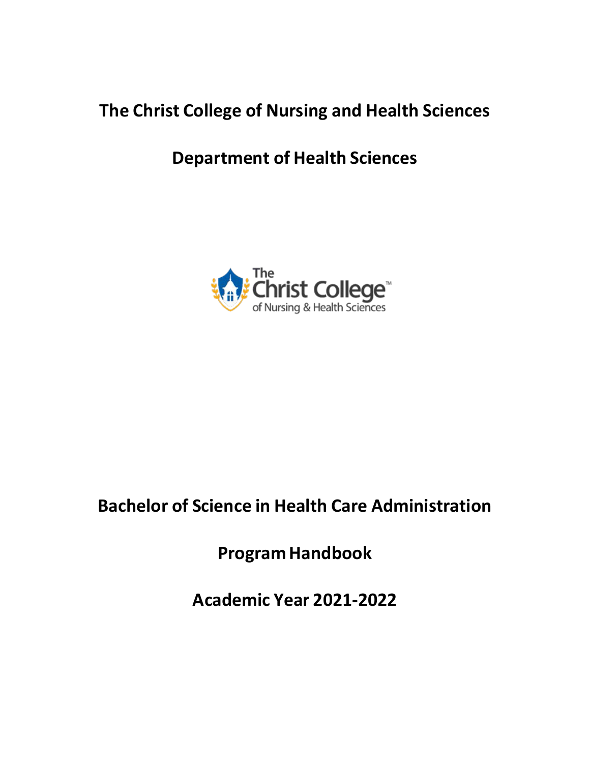# The Christ College of Nursing and Health Sciences

## Department of Health Sciences

# Bachelor of Science in Health Care Administration

## Program Handbook

## Academic Year 2021-2022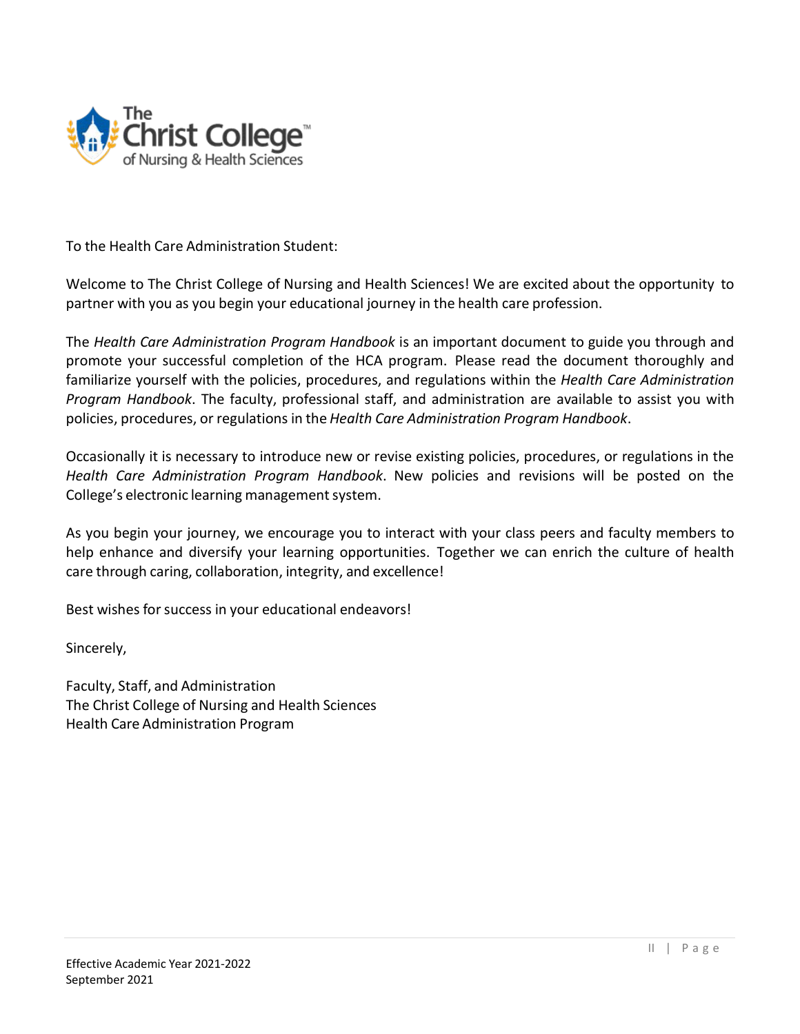To the Health Care Administration Student:

Welcome to The Christ College of Nursing and Health Sciences! We are excited about the opportunity to partner with you as you begin your educational journey in the health care profession.

The *Health Care Administration Program Handbook* is an important document to guide you through and promote your successful completion of the HCA program. Please read the document thoroughly and familiarize yourself with the policies, procedures, and regulations within the *Health Care Administration Program Handbook*. The faculty, professional staff, and administration are available to assist you with policies, procedures, or regulations in the *Health Care Administration Program Handbook*.

Occasionally it is necessary to introduce new or revise existing policies, procedures, or regulations in the *Health Care Administration Program Handbook*. New policies and revisions will be posted on the College's electronic learning management system.

As you begin your journey, we encourage you to interact with your class peers and faculty members to help enhance and diversify your learning opportunities. Together we can enrich the culture of health care through caring, collaboration, integrity, and excellence!

Best wishes for success in your educational endeavors!

Sincerely,

Faculty, Staff, and Administration
The Christ College of Nursing and Health Sciences
Health Care Administration Program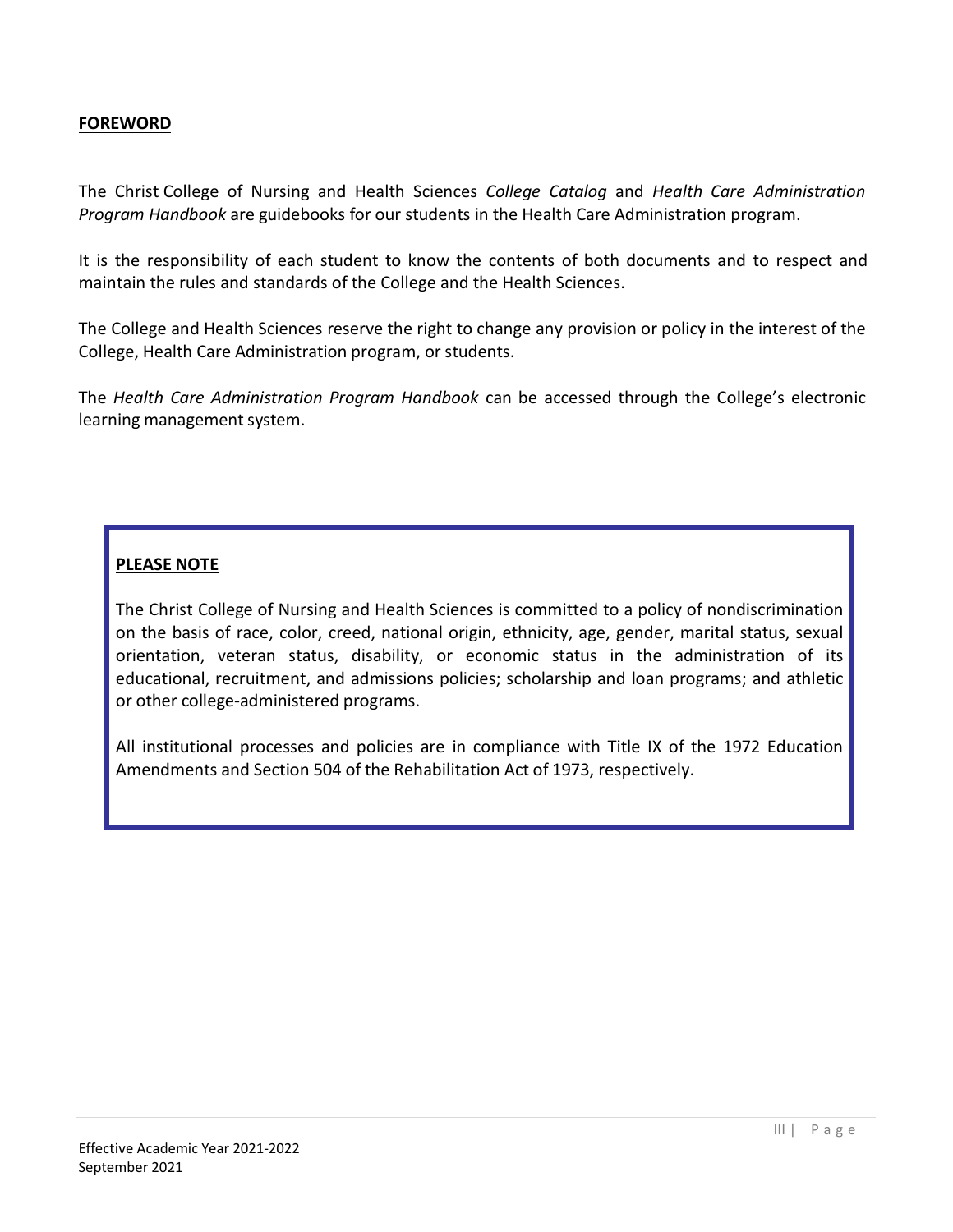## FOREWORD

The Christ College of Nursing and Health Sciences *College Catalog* and *Health Care Administration Program Handbook* are guidebooks for our students in the Health Care Administration program.

It is the responsibility of each student to know the contents of both documents and to respect and maintain the rules and standards of the College and the Health Sciences.

The College and Health Sciences reserve the right to change any provision or policy in the interest of the College, Health Care Administration program, or students.

The *Health Care Administration Program Handbook* can be accessed through the College's electronic learning management system.

**PLEASE NOTE**

The Christ College of Nursing and Health Sciences is committed to a policy of nondiscrimination on the basis of race, color, creed, national origin, ethnicity, age, gender, marital status, sexual orientation, veteran status, disability, or economic status in the administration of its educational, recruitment, and admissions policies; scholarship and loan programs; and athletic or other college-administered programs.

All institutional processes and policies are in compliance with Title IX of the 1972 Education Amendments and Section 504 of the Rehabilitation Act of 1973, respectively.

Effective Academic Year 2021-2022
September 2021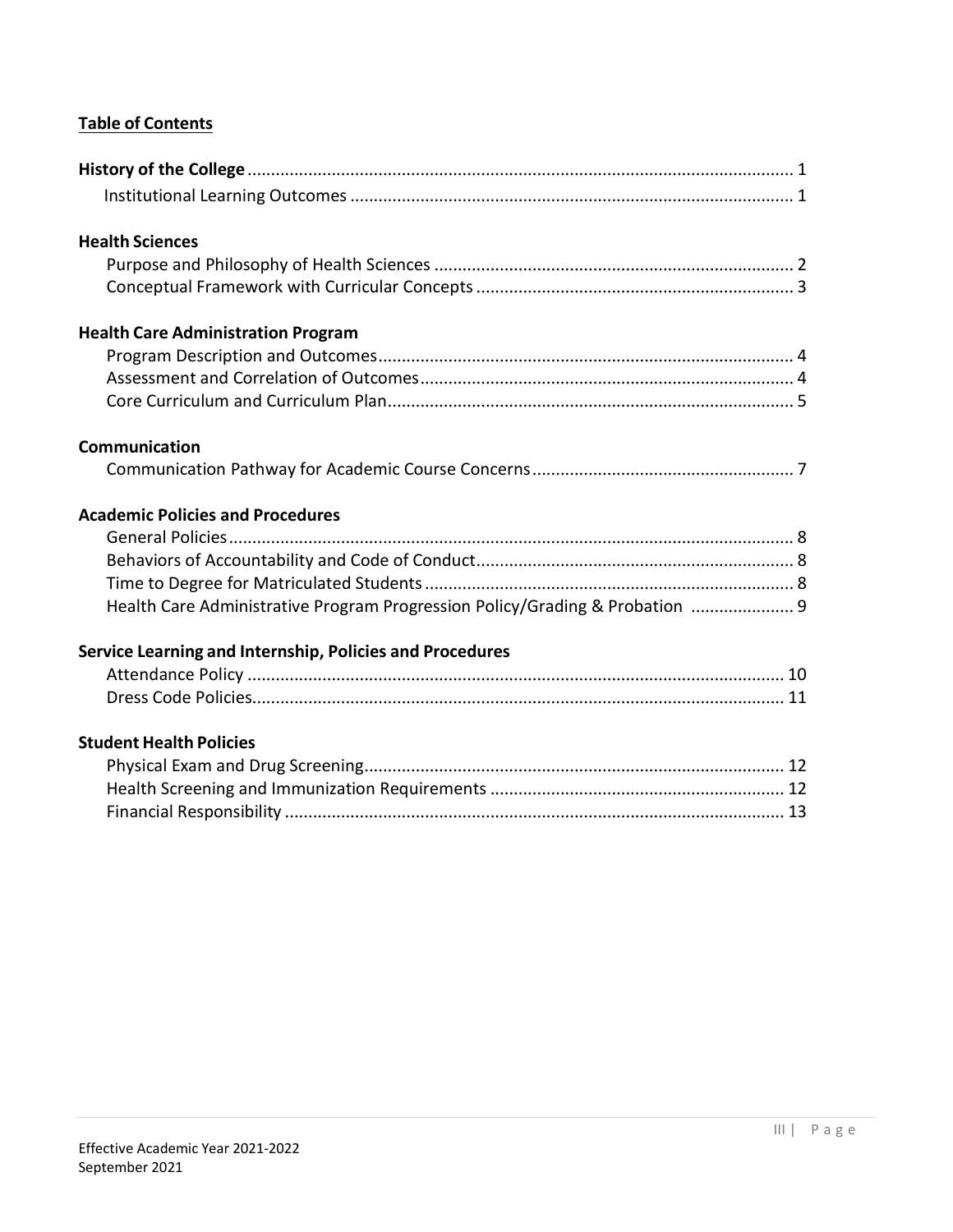## Table of Contents

**History of the College** .......... 1
- Institutional Learning Outcomes .......... 1

**Health Sciences**
- Purpose and Philosophy of Health Sciences .......... 2
- Conceptual Framework with Curricular Concepts .......... 3

**Health Care Administration Program**
- Program Description and Outcomes .......... 4
- Assessment and Correlation of Outcomes .......... 4
- Core Curriculum and Curriculum Plan .......... 5

**Communication**
- Communication Pathway for Academic Course Concerns .......... 7

**Academic Policies and Procedures**
- General Policies .......... 8
- Behaviors of Accountability and Code of Conduct .......... 8
- Time to Degree for Matriculated Students .......... 8
- Health Care Administrative Program Progression Policy/Grading & Probation .......... 9

**Service Learning and Internship, Policies and Procedures**
- Attendance Policy .......... 10
- Dress Code Policies .......... 11

**Student Health Policies**
- Physical Exam and Drug Screening .......... 12
- Health Screening and Immunization Requirements .......... 12
- Financial Responsibility .......... 13

Effective Academic Year 2021-2022
September 2021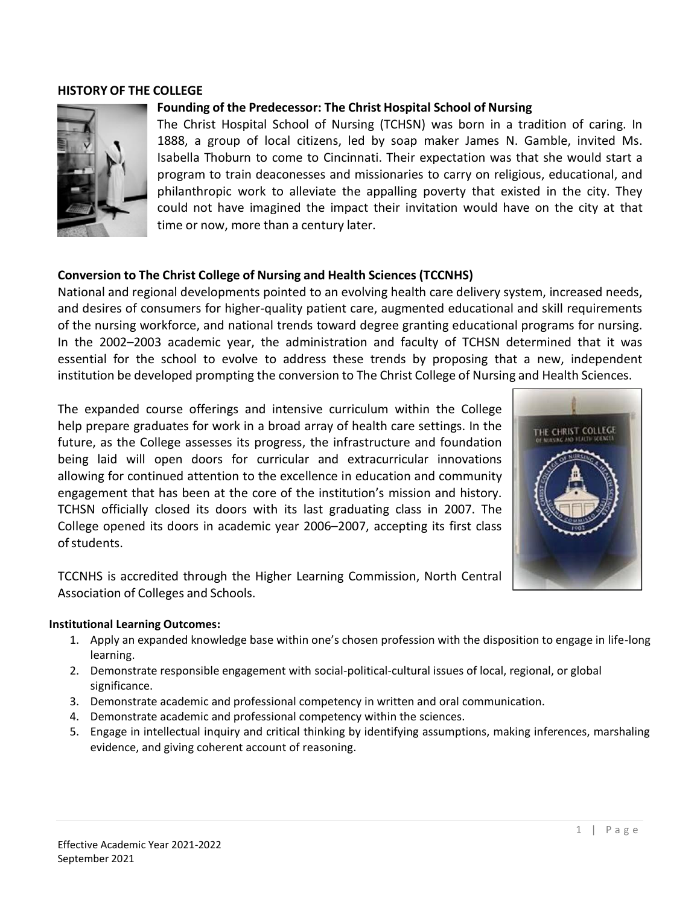## HISTORY OF THE COLLEGE

### Founding of the Predecessor: The Christ Hospital School of Nursing

The Christ Hospital School of Nursing (TCHSN) was born in a tradition of caring. In 1888, a group of local citizens, led by soap maker James N. Gamble, invited Ms. Isabella Thoburn to come to Cincinnati. Their expectation was that she would start a program to train deaconesses and missionaries to carry on religious, educational, and philanthropic work to alleviate the appalling poverty that existed in the city. They could not have imagined the impact their invitation would have on the city at that time or now, more than a century later.

### Conversion to The Christ College of Nursing and Health Sciences (TCCNHS)

National and regional developments pointed to an evolving health care delivery system, increased needs, and desires of consumers for higher-quality patient care, augmented educational and skill requirements of the nursing workforce, and national trends toward degree granting educational programs for nursing. In the 2002–2003 academic year, the administration and faculty of TCHSN determined that it was essential for the school to evolve to address these trends by proposing that a new, independent institution be developed prompting the conversion to The Christ College of Nursing and Health Sciences.

The expanded course offerings and intensive curriculum within the College help prepare graduates for work in a broad array of health care settings. In the future, as the College assesses its progress, the infrastructure and foundation being laid will open doors for curricular and extracurricular innovations allowing for continued attention to the excellence in education and community engagement that has been at the core of the institution's mission and history. TCHSN officially closed its doors with its last graduating class in 2007. The College opened its doors in academic year 2006–2007, accepting its first class of students.

TCCNHS is accredited through the Higher Learning Commission, North Central Association of Colleges and Schools.

**Institutional Learning Outcomes:**

1. Apply an expanded knowledge base within one's chosen profession with the disposition to engage in life-long learning.
2. Demonstrate responsible engagement with social-political-cultural issues of local, regional, or global significance.
3. Demonstrate academic and professional competency in written and oral communication.
4. Demonstrate academic and professional competency within the sciences.
5. Engage in intellectual inquiry and critical thinking by identifying assumptions, making inferences, marshaling evidence, and giving coherent account of reasoning.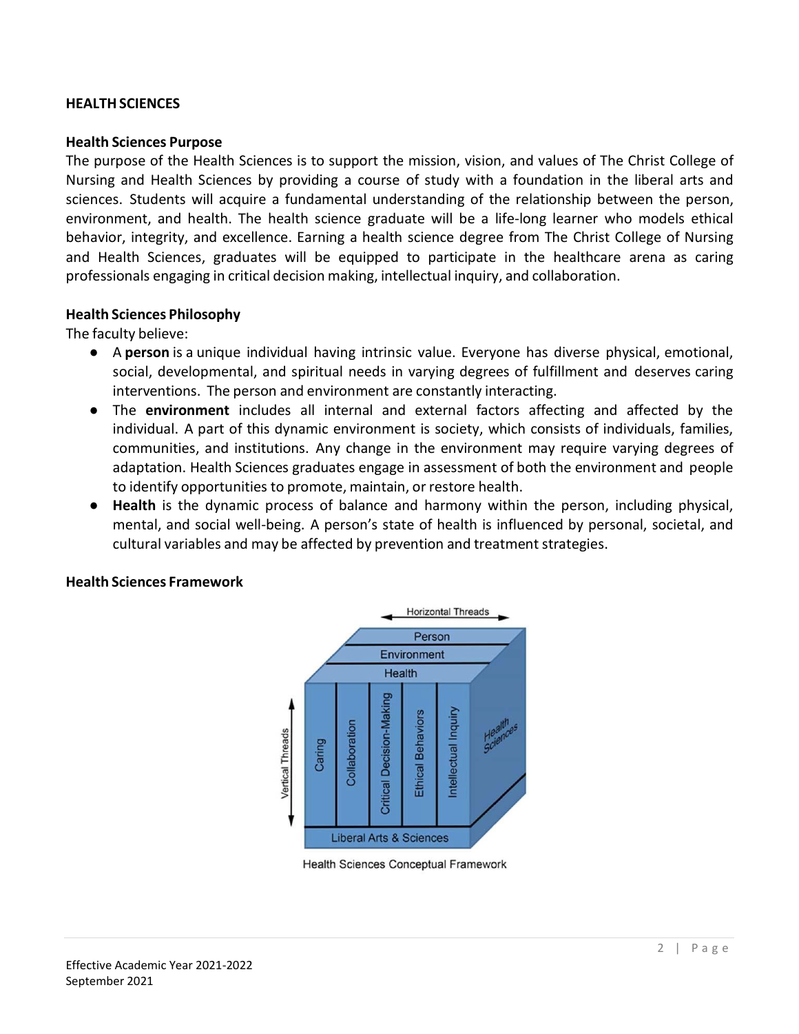# HEALTH SCIENCES

## Health Sciences Purpose

The purpose of the Health Sciences is to support the mission, vision, and values of The Christ College of Nursing and Health Sciences by providing a course of study with a foundation in the liberal arts and sciences. Students will acquire a fundamental understanding of the relationship between the person, environment, and health. The health science graduate will be a life-long learner who models ethical behavior, integrity, and excellence. Earning a health science degree from The Christ College of Nursing and Health Sciences, graduates will be equipped to participate in the healthcare arena as caring professionals engaging in critical decision making, intellectual inquiry, and collaboration.

## Health Sciences Philosophy

The faculty believe:

- A **person** is a unique individual having intrinsic value. Everyone has diverse physical, emotional, social, developmental, and spiritual needs in varying degrees of fulfillment and deserves caring interventions. The person and environment are constantly interacting.
- The **environment** includes all internal and external factors affecting and affected by the individual. A part of this dynamic environment is society, which consists of individuals, families, communities, and institutions. Any change in the environment may require varying degrees of adaptation. Health Sciences graduates engage in assessment of both the environment and people to identify opportunities to promote, maintain, or restore health.
- **Health** is the dynamic process of balance and harmony within the person, including physical, mental, and social well-being. A person's state of health is influenced by personal, societal, and cultural variables and may be affected by prevention and treatment strategies.

## Health Sciences Framework

Health Sciences Conceptual Framework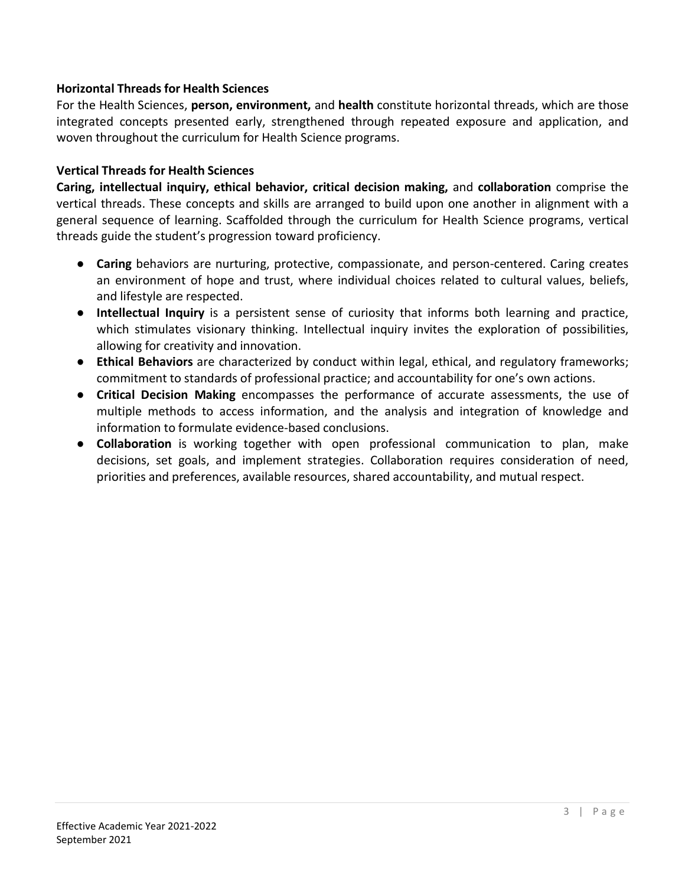### Horizontal Threads for Health Sciences

For the Health Sciences, **person, environment,** and **health** constitute horizontal threads, which are those integrated concepts presented early, strengthened through repeated exposure and application, and woven throughout the curriculum for Health Science programs.

### Vertical Threads for Health Sciences

**Caring, intellectual inquiry, ethical behavior, critical decision making,** and **collaboration** comprise the vertical threads. These concepts and skills are arranged to build upon one another in alignment with a general sequence of learning. Scaffolded through the curriculum for Health Science programs, vertical threads guide the student's progression toward proficiency.

- **Caring** behaviors are nurturing, protective, compassionate, and person-centered. Caring creates an environment of hope and trust, where individual choices related to cultural values, beliefs, and lifestyle are respected.
- **Intellectual Inquiry** is a persistent sense of curiosity that informs both learning and practice, which stimulates visionary thinking. Intellectual inquiry invites the exploration of possibilities, allowing for creativity and innovation.
- **Ethical Behaviors** are characterized by conduct within legal, ethical, and regulatory frameworks; commitment to standards of professional practice; and accountability for one's own actions.
- **Critical Decision Making** encompasses the performance of accurate assessments, the use of multiple methods to access information, and the analysis and integration of knowledge and information to formulate evidence-based conclusions.
- **Collaboration** is working together with open professional communication to plan, make decisions, set goals, and implement strategies. Collaboration requires consideration of need, priorities and preferences, available resources, shared accountability, and mutual respect.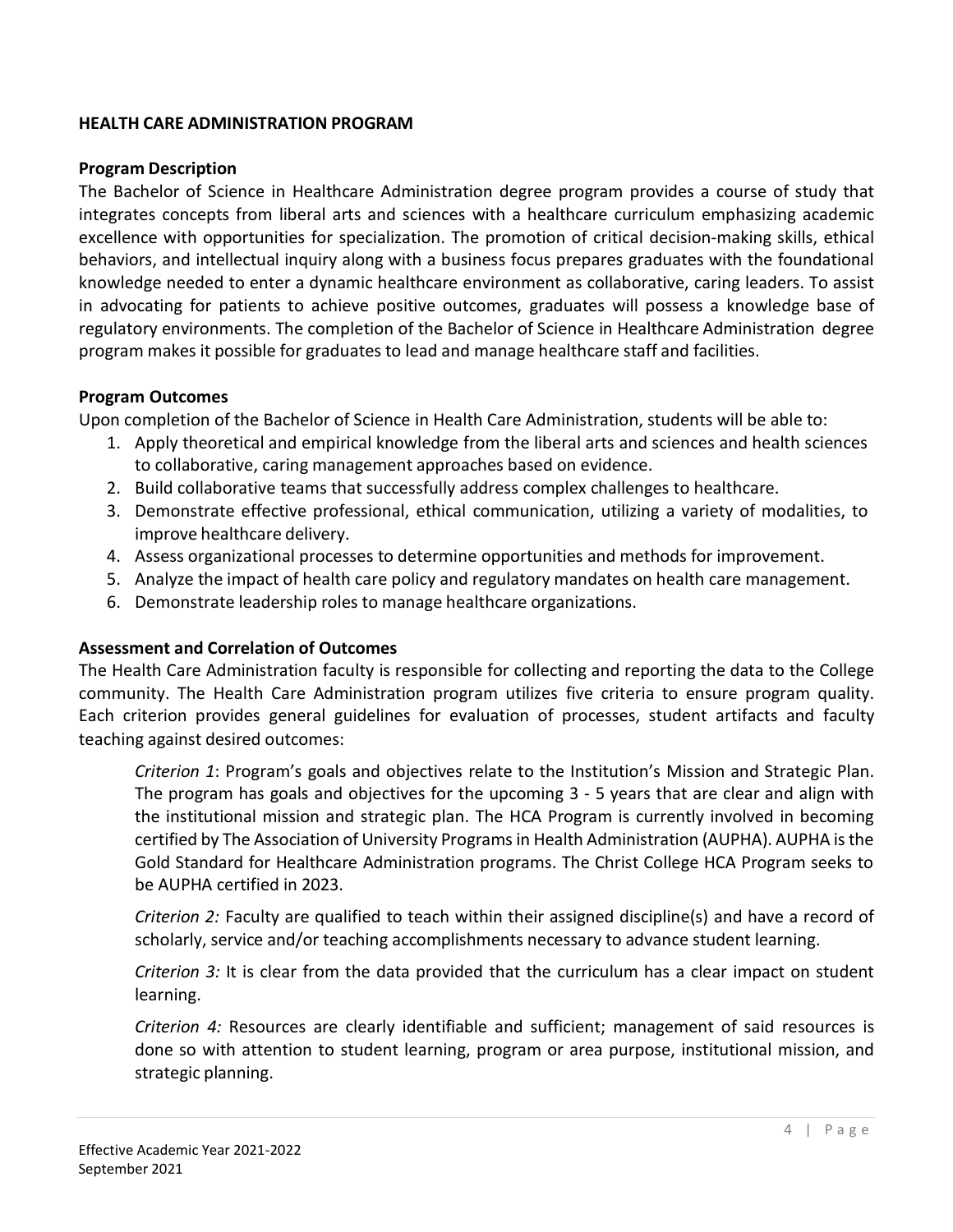**HEALTH CARE ADMINISTRATION PROGRAM**

**Program Description**

The Bachelor of Science in Healthcare Administration degree program provides a course of study that integrates concepts from liberal arts and sciences with a healthcare curriculum emphasizing academic excellence with opportunities for specialization. The promotion of critical decision-making skills, ethical behaviors, and intellectual inquiry along with a business focus prepares graduates with the foundational knowledge needed to enter a dynamic healthcare environment as collaborative, caring leaders. To assist in advocating for patients to achieve positive outcomes, graduates will possess a knowledge base of regulatory environments. The completion of the Bachelor of Science in Healthcare Administration degree program makes it possible for graduates to lead and manage healthcare staff and facilities.

**Program Outcomes**

Upon completion of the Bachelor of Science in Health Care Administration, students will be able to:

1. Apply theoretical and empirical knowledge from the liberal arts and sciences and health sciences to collaborative, caring management approaches based on evidence.
2. Build collaborative teams that successfully address complex challenges to healthcare.
3. Demonstrate effective professional, ethical communication, utilizing a variety of modalities, to improve healthcare delivery.
4. Assess organizational processes to determine opportunities and methods for improvement.
5. Analyze the impact of health care policy and regulatory mandates on health care management.
6. Demonstrate leadership roles to manage healthcare organizations.

**Assessment and Correlation of Outcomes**

The Health Care Administration faculty is responsible for collecting and reporting the data to the College community. The Health Care Administration program utilizes five criteria to ensure program quality. Each criterion provides general guidelines for evaluation of processes, student artifacts and faculty teaching against desired outcomes:

> *Criterion 1*: Program's goals and objectives relate to the Institution's Mission and Strategic Plan. The program has goals and objectives for the upcoming 3 - 5 years that are clear and align with the institutional mission and strategic plan. The HCA Program is currently involved in becoming certified by The Association of University Programs in Health Administration (AUPHA). AUPHA is the Gold Standard for Healthcare Administration programs. The Christ College HCA Program seeks to be AUPHA certified in 2023.
>
> *Criterion 2:* Faculty are qualified to teach within their assigned discipline(s) and have a record of scholarly, service and/or teaching accomplishments necessary to advance student learning.
>
> *Criterion 3:* It is clear from the data provided that the curriculum has a clear impact on student learning.
>
> *Criterion 4:* Resources are clearly identifiable and sufficient; management of said resources is done so with attention to student learning, program or area purpose, institutional mission, and strategic planning.

Effective Academic Year 2021-2022
September 2021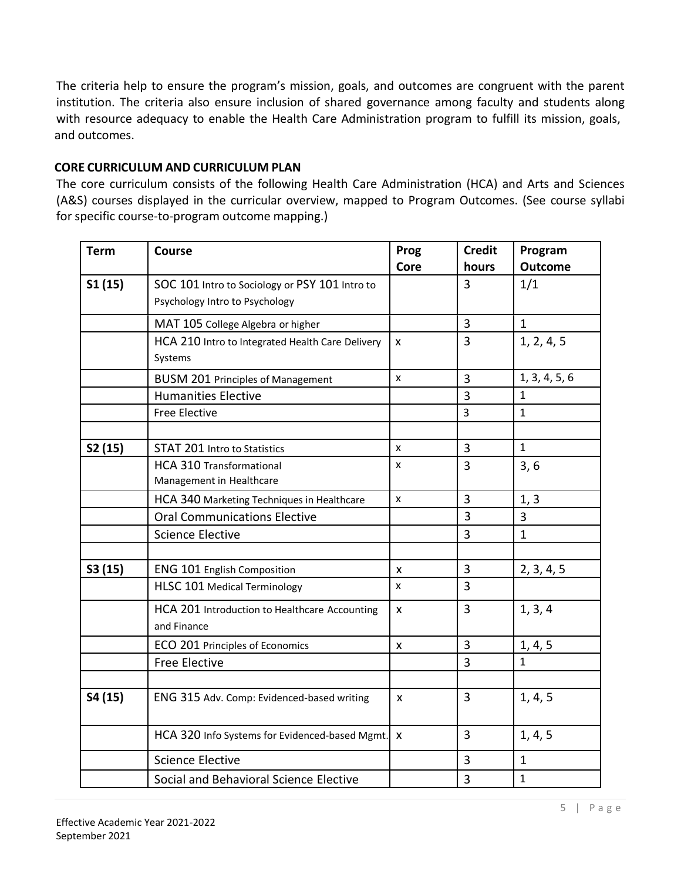The criteria help to ensure the program's mission, goals, and outcomes are congruent with the parent institution. The criteria also ensure inclusion of shared governance among faculty and students along with resource adequacy to enable the Health Care Administration program to fulfill its mission, goals, and outcomes.

**CORE CURRICULUM AND CURRICULUM PLAN**

The core curriculum consists of the following Health Care Administration (HCA) and Arts and Sciences (A&S) courses displayed in the curricular overview, mapped to Program Outcomes. (See course syllabi for specific course-to-program outcome mapping.)

| Term | Course | Prog Core | Credit hours | Program Outcome |
|---|---|---|---|---|
| S1 (15) | SOC 101 Intro to Sociology or PSY 101 Intro to Psychology Intro to Psychology | | 3 | 1/1 |
| | MAT 105 College Algebra or higher | | 3 | 1 |
| | HCA 210 Intro to Integrated Health Care Delivery Systems | x | 3 | 1, 2, 4, 5 |
| | BUSM 201 Principles of Management | x | 3 | 1, 3, 4, 5, 6 |
| | Humanities Elective | | 3 | 1 |
| | Free Elective | | 3 | 1 |
| | | | | |
| S2 (15) | STAT 201 Intro to Statistics | x | 3 | 1 |
| | HCA 310 Transformational Management in Healthcare | x | 3 | 3, 6 |
| | HCA 340 Marketing Techniques in Healthcare | x | 3 | 1, 3 |
| | Oral Communications Elective | | 3 | 3 |
| | Science Elective | | 3 | 1 |
| | | | | |
| S3 (15) | ENG 101 English Composition | x | 3 | 2, 3, 4, 5 |
| | HLSC 101 Medical Terminology | x | 3 | |
| | HCA 201 Introduction to Healthcare Accounting and Finance | x | 3 | 1, 3, 4 |
| | ECO 201 Principles of Economics | x | 3 | 1, 4, 5 |
| | Free Elective | | 3 | 1 |
| | | | | |
| S4 (15) | ENG 315 Adv. Comp: Evidenced-based writing | x | 3 | 1, 4, 5 |
| | HCA 320 Info Systems for Evidenced-based Mgmt. | x | 3 | 1, 4, 5 |
| | Science Elective | | 3 | 1 |
| | Social and Behavioral Science Elective | | 3 | 1 |

Effective Academic Year 2021-2022
September 2021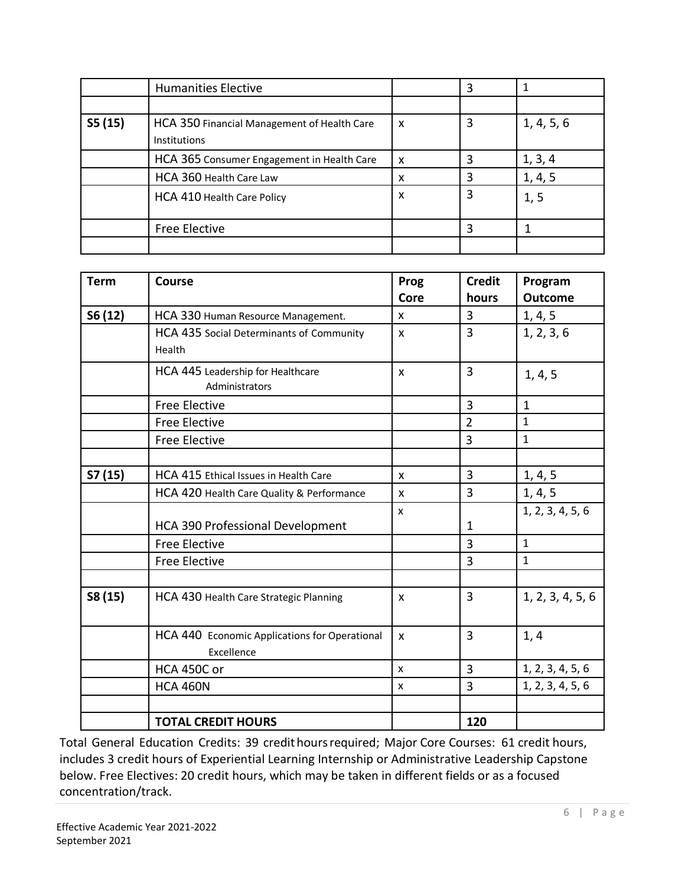| | Humanities Elective | | 3 | 1 |
|---|---|---|---|---|
| | | | | |
| S5 (15) | HCA 350 Financial Management of Health Care Institutions | x | 3 | 1, 4, 5, 6 |
| | HCA 365 Consumer Engagement in Health Care | x | 3 | 1, 3, 4 |
| | HCA 360 Health Care Law | x | 3 | 1, 4, 5 |
| | HCA 410 Health Care Policy | x | 3 | 1, 5 |
| | Free Elective | | 3 | 1 |
| | | | | |

| Term | Course | Prog Core | Credit hours | Program Outcome |
|---|---|---|---|---|
| S6 (12) | HCA 330 Human Resource Management. | x | 3 | 1, 4, 5 |
| | HCA 435 Social Determinants of Community Health | x | 3 | 1, 2, 3, 6 |
| | HCA 445 Leadership for Healthcare Administrators | x | 3 | 1, 4, 5 |
| | Free Elective | | 3 | 1 |
| | Free Elective | | 2 | 1 |
| | Free Elective | | 3 | 1 |
| | | | | |
| S7 (15) | HCA 415 Ethical Issues in Health Care | x | 3 | 1, 4, 5 |
| | HCA 420 Health Care Quality & Performance | x | 3 | 1, 4, 5 |
| | HCA 390 Professional Development | x | 1 | 1, 2, 3, 4, 5, 6 |
| | Free Elective | | 3 | 1 |
| | Free Elective | | 3 | 1 |
| | | | | |
| S8 (15) | HCA 430 Health Care Strategic Planning | x | 3 | 1, 2, 3, 4, 5, 6 |
| | HCA 440 Economic Applications for Operational Excellence | x | 3 | 1, 4 |
| | HCA 450C or | x | 3 | 1, 2, 3, 4, 5, 6 |
| | HCA 460N | x | 3 | 1, 2, 3, 4, 5, 6 |
| | | | | |
| | **TOTAL CREDIT HOURS** | | **120** | |

Total General Education Credits: 39 credit hours required; Major Core Courses: 61 credit hours, includes 3 credit hours of Experiential Learning Internship or Administrative Leadership Capstone below. Free Electives: 20 credit hours, which may be taken in different fields or as a focused concentration/track.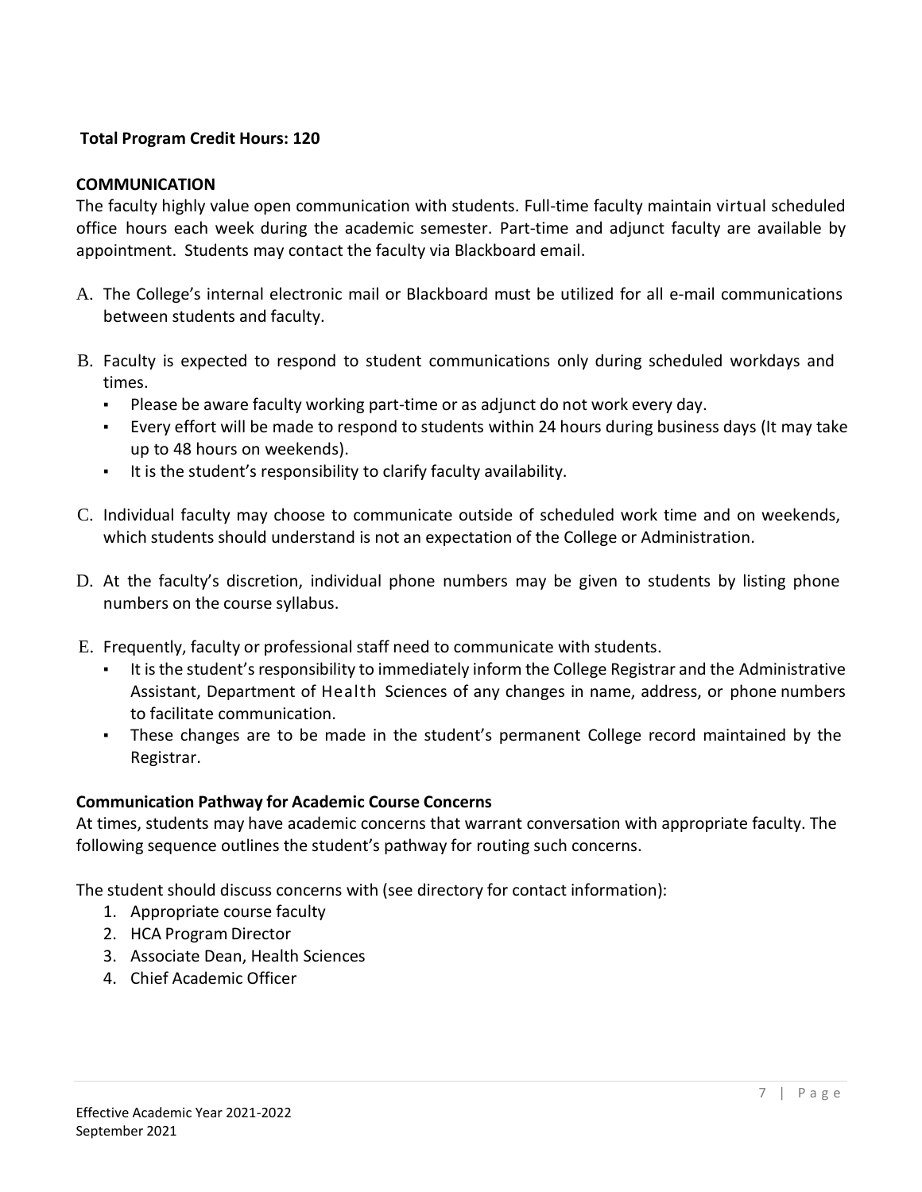**Total Program Credit Hours: 120**

**COMMUNICATION**

The faculty highly value open communication with students. Full-time faculty maintain virtual scheduled office hours each week during the academic semester. Part-time and adjunct faculty are available by appointment. Students may contact the faculty via Blackboard email.

A. The College's internal electronic mail or Blackboard must be utilized for all e-mail communications between students and faculty.

B. Faculty is expected to respond to student communications only during scheduled workdays and times.
   - Please be aware faculty working part-time or as adjunct do not work every day.
   - Every effort will be made to respond to students within 24 hours during business days (It may take up to 48 hours on weekends).
   - It is the student's responsibility to clarify faculty availability.

C. Individual faculty may choose to communicate outside of scheduled work time and on weekends, which students should understand is not an expectation of the College or Administration.

D. At the faculty's discretion, individual phone numbers may be given to students by listing phone numbers on the course syllabus.

E. Frequently, faculty or professional staff need to communicate with students.
   - It is the student's responsibility to immediately inform the College Registrar and the Administrative Assistant, Department of Health Sciences of any changes in name, address, or phone numbers to facilitate communication.
   - These changes are to be made in the student's permanent College record maintained by the Registrar.

**Communication Pathway for Academic Course Concerns**

At times, students may have academic concerns that warrant conversation with appropriate faculty. The following sequence outlines the student's pathway for routing such concerns.

The student should discuss concerns with (see directory for contact information):

1. Appropriate course faculty
2. HCA Program Director
3. Associate Dean, Health Sciences
4. Chief Academic Officer

Effective Academic Year 2021-2022
September 2021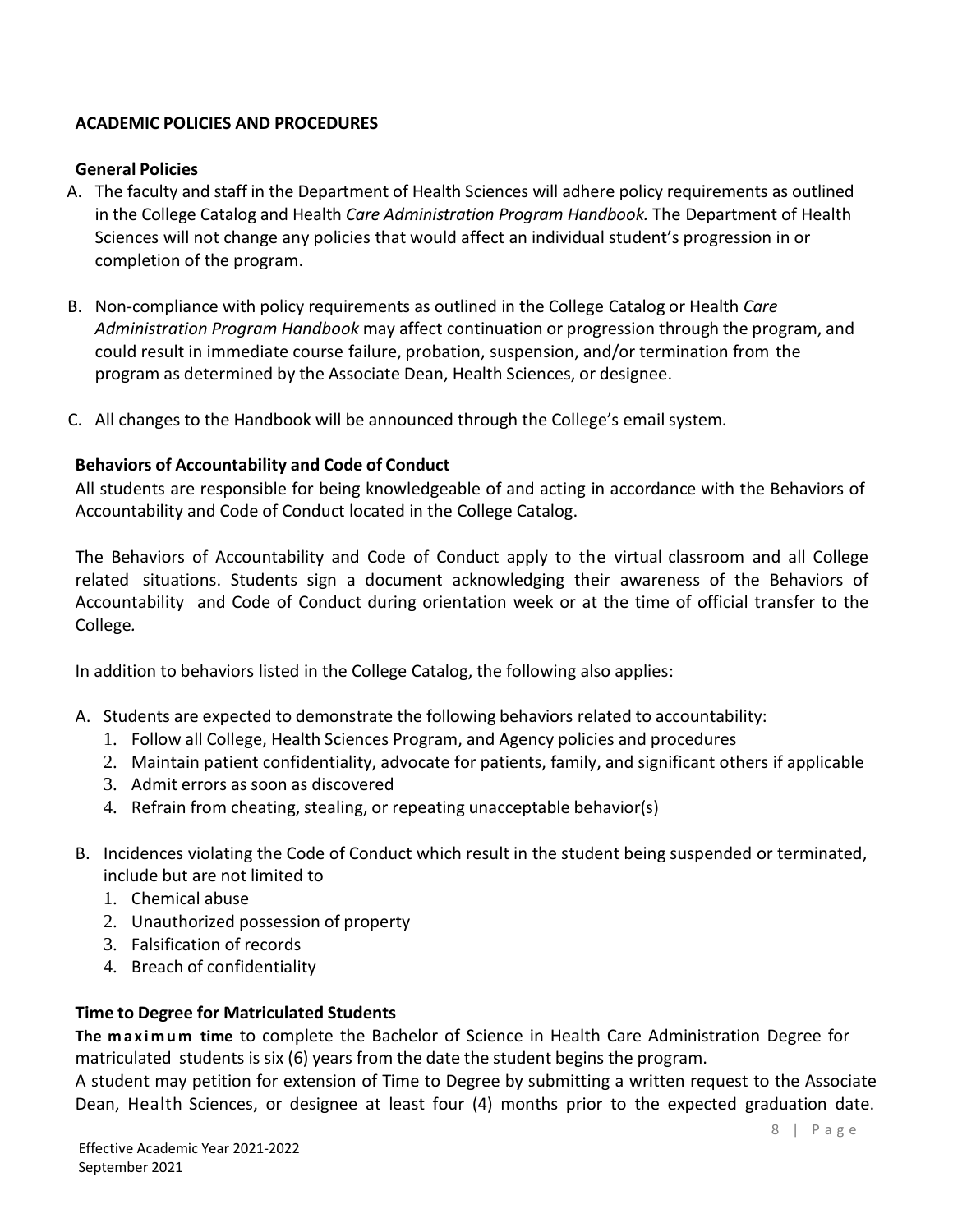## ACADEMIC POLICIES AND PROCEDURES

### General Policies

A. The faculty and staff in the Department of Health Sciences will adhere policy requirements as outlined in the College Catalog and Health *Care Administration Program Handbook.* The Department of Health Sciences will not change any policies that would affect an individual student's progression in or completion of the program.

B. Non-compliance with policy requirements as outlined in the College Catalog or Health *Care Administration Program Handbook* may affect continuation or progression through the program, and could result in immediate course failure, probation, suspension, and/or termination from the program as determined by the Associate Dean, Health Sciences, or designee.

C. All changes to the Handbook will be announced through the College's email system.

### Behaviors of Accountability and Code of Conduct

All students are responsible for being knowledgeable of and acting in accordance with the Behaviors of Accountability and Code of Conduct located in the College Catalog.

The Behaviors of Accountability and Code of Conduct apply to the virtual classroom and all College related situations. Students sign a document acknowledging their awareness of the Behaviors of Accountability and Code of Conduct during orientation week or at the time of official transfer to the College.

In addition to behaviors listed in the College Catalog, the following also applies:

A. Students are expected to demonstrate the following behaviors related to accountability:
   1. Follow all College, Health Sciences Program, and Agency policies and procedures
   2. Maintain patient confidentiality, advocate for patients, family, and significant others if applicable
   3. Admit errors as soon as discovered
   4. Refrain from cheating, stealing, or repeating unacceptable behavior(s)

B. Incidences violating the Code of Conduct which result in the student being suspended or terminated, include but are not limited to
   1. Chemical abuse
   2. Unauthorized possession of property
   3. Falsification of records
   4. Breach of confidentiality

### Time to Degree for Matriculated Students

**The maximum time** to complete the Bachelor of Science in Health Care Administration Degree for matriculated students is six (6) years from the date the student begins the program.

A student may petition for extension of Time to Degree by submitting a written request to the Associate Dean, Health Sciences, or designee at least four (4) months prior to the expected graduation date.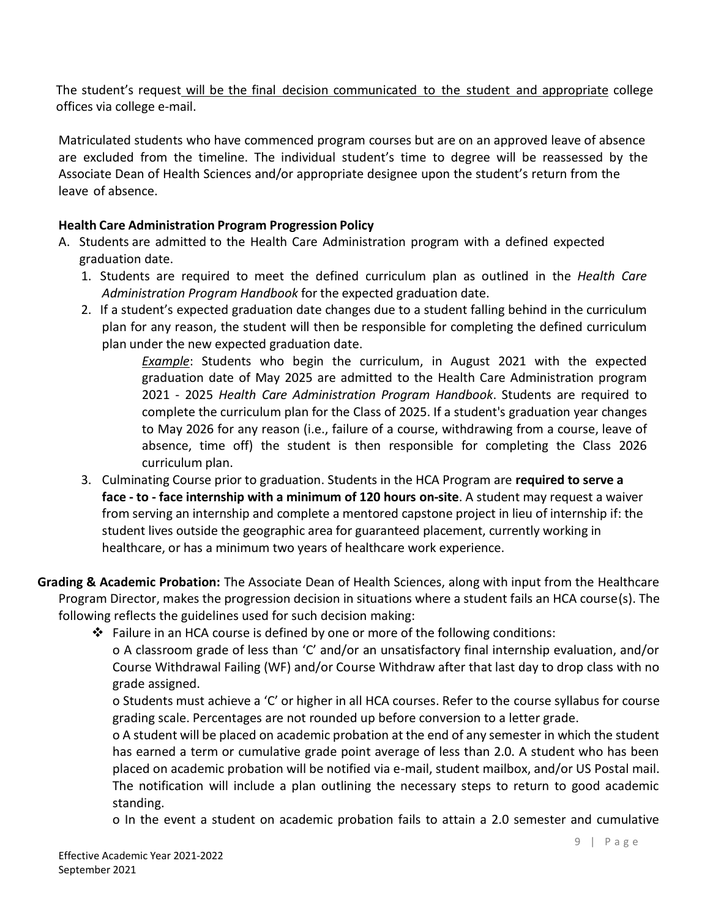The student's request will be the final decision communicated to the student and appropriate college offices via college e-mail.

Matriculated students who have commenced program courses but are on an approved leave of absence are excluded from the timeline. The individual student's time to degree will be reassessed by the Associate Dean of Health Sciences and/or appropriate designee upon the student's return from the leave of absence.

**Health Care Administration Program Progression Policy**

A. Students are admitted to the Health Care Administration program with a defined expected graduation date.
   1. Students are required to meet the defined curriculum plan as outlined in the *Health Care Administration Program Handbook* for the expected graduation date.
   2. If a student's expected graduation date changes due to a student falling behind in the curriculum plan for any reason, the student will then be responsible for completing the defined curriculum plan under the new expected graduation date.

      *Example*: Students who begin the curriculum, in August 2021 with the expected graduation date of May 2025 are admitted to the Health Care Administration program 2021 - 2025 *Health Care Administration Program Handbook*. Students are required to complete the curriculum plan for the Class of 2025. If a student's graduation year changes to May 2026 for any reason (i.e., failure of a course, withdrawing from a course, leave of absence, time off) the student is then responsible for completing the Class 2026 curriculum plan.
   3. Culminating Course prior to graduation. Students in the HCA Program are **required to serve a face - to - face internship with a minimum of 120 hours on-site**. A student may request a waiver from serving an internship and complete a mentored capstone project in lieu of internship if: the student lives outside the geographic area for guaranteed placement, currently working in healthcare, or has a minimum two years of healthcare work experience.

**Grading & Academic Probation:** The Associate Dean of Health Sciences, along with input from the Healthcare Program Director, makes the progression decision in situations where a student fails an HCA course(s). The following reflects the guidelines used for such decision making:

- Failure in an HCA course is defined by one or more of the following conditions:
  - A classroom grade of less than 'C' and/or an unsatisfactory final internship evaluation, and/or Course Withdrawal Failing (WF) and/or Course Withdraw after that last day to drop class with no grade assigned.
  - Students must achieve a 'C' or higher in all HCA courses. Refer to the course syllabus for course grading scale. Percentages are not rounded up before conversion to a letter grade.
  - A student will be placed on academic probation at the end of any semester in which the student has earned a term or cumulative grade point average of less than 2.0. A student who has been placed on academic probation will be notified via e-mail, student mailbox, and/or US Postal mail. The notification will include a plan outlining the necessary steps to return to good academic standing.
  - In the event a student on academic probation fails to attain a 2.0 semester and cumulative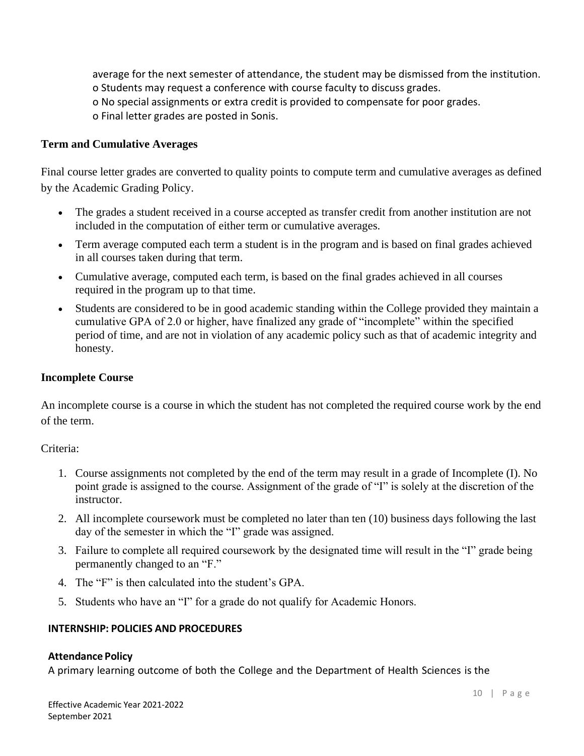average for the next semester of attendance, the student may be dismissed from the institution.

- o Students may request a conference with course faculty to discuss grades.
- o No special assignments or extra credit is provided to compensate for poor grades.
- o Final letter grades are posted in Sonis.

### Term and Cumulative Averages

Final course letter grades are converted to quality points to compute term and cumulative averages as defined by the Academic Grading Policy.

- The grades a student received in a course accepted as transfer credit from another institution are not included in the computation of either term or cumulative averages.
- Term average computed each term a student is in the program and is based on final grades achieved in all courses taken during that term.
- Cumulative average, computed each term, is based on the final grades achieved in all courses required in the program up to that time.
- Students are considered to be in good academic standing within the College provided they maintain a cumulative GPA of 2.0 or higher, have finalized any grade of "incomplete" within the specified period of time, and are not in violation of any academic policy such as that of academic integrity and honesty.

### Incomplete Course

An incomplete course is a course in which the student has not completed the required course work by the end of the term.

Criteria:

1. Course assignments not completed by the end of the term may result in a grade of Incomplete (I). No point grade is assigned to the course. Assignment of the grade of "I" is solely at the discretion of the instructor.
2. All incomplete coursework must be completed no later than ten (10) business days following the last day of the semester in which the "I" grade was assigned.
3. Failure to complete all required coursework by the designated time will result in the "I" grade being permanently changed to an "F."
4. The "F" is then calculated into the student's GPA.
5. Students who have an "I" for a grade do not qualify for Academic Honors.

## INTERNSHIP: POLICIES AND PROCEDURES

### Attendance Policy

A primary learning outcome of both the College and the Department of Health Sciences is the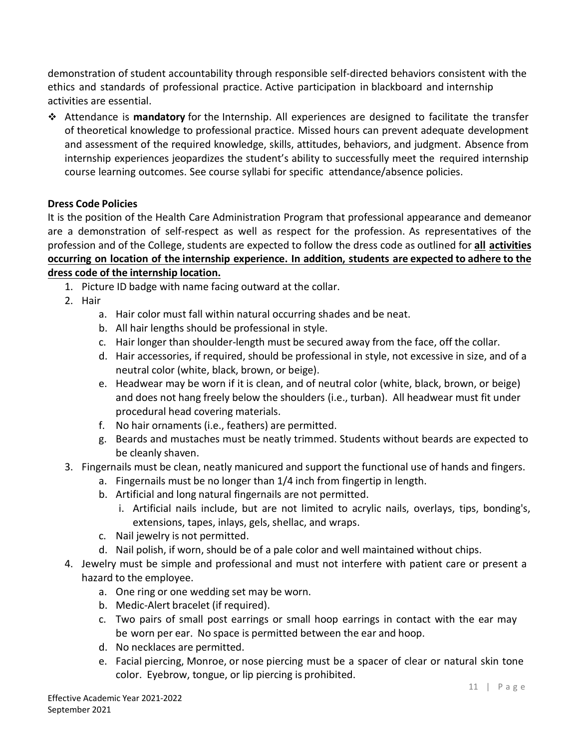demonstration of student accountability through responsible self-directed behaviors consistent with the ethics and standards of professional practice. Active participation in blackboard and internship activities are essential.

- Attendance is **mandatory** for the Internship. All experiences are designed to facilitate the transfer of theoretical knowledge to professional practice. Missed hours can prevent adequate development and assessment of the required knowledge, skills, attitudes, behaviors, and judgment. Absence from internship experiences jeopardizes the student's ability to successfully meet the required internship course learning outcomes. See course syllabi for specific attendance/absence policies.

**Dress Code Policies**

It is the position of the Health Care Administration Program that professional appearance and demeanor are a demonstration of self-respect as well as respect for the profession. As representatives of the profession and of the College, students are expected to follow the dress code as outlined for **<u>all activities occurring on location of the internship experience. In addition, students are expected to adhere to the dress code of the internship location.</u>**

1. Picture ID badge with name facing outward at the collar.
2. Hair
   a. Hair color must fall within natural occurring shades and be neat.
   b. All hair lengths should be professional in style.
   c. Hair longer than shoulder-length must be secured away from the face, off the collar.
   d. Hair accessories, if required, should be professional in style, not excessive in size, and of a neutral color (white, black, brown, or beige).
   e. Headwear may be worn if it is clean, and of neutral color (white, black, brown, or beige) and does not hang freely below the shoulders (i.e., turban). All headwear must fit under procedural head covering materials.
   f. No hair ornaments (i.e., feathers) are permitted.
   g. Beards and mustaches must be neatly trimmed. Students without beards are expected to be cleanly shaven.
3. Fingernails must be clean, neatly manicured and support the functional use of hands and fingers.
   a. Fingernails must be no longer than 1/4 inch from fingertip in length.
   b. Artificial and long natural fingernails are not permitted.
      i. Artificial nails include, but are not limited to acrylic nails, overlays, tips, bonding's, extensions, tapes, inlays, gels, shellac, and wraps.
   c. Nail jewelry is not permitted.
   d. Nail polish, if worn, should be of a pale color and well maintained without chips.
4. Jewelry must be simple and professional and must not interfere with patient care or present a hazard to the employee.
   a. One ring or one wedding set may be worn.
   b. Medic-Alert bracelet (if required).
   c. Two pairs of small post earrings or small hoop earrings in contact with the ear may be worn per ear. No space is permitted between the ear and hoop.
   d. No necklaces are permitted.
   e. Facial piercing, Monroe, or nose piercing must be a spacer of clear or natural skin tone color. Eyebrow, tongue, or lip piercing is prohibited.

Effective Academic Year 2021-2022
September 2021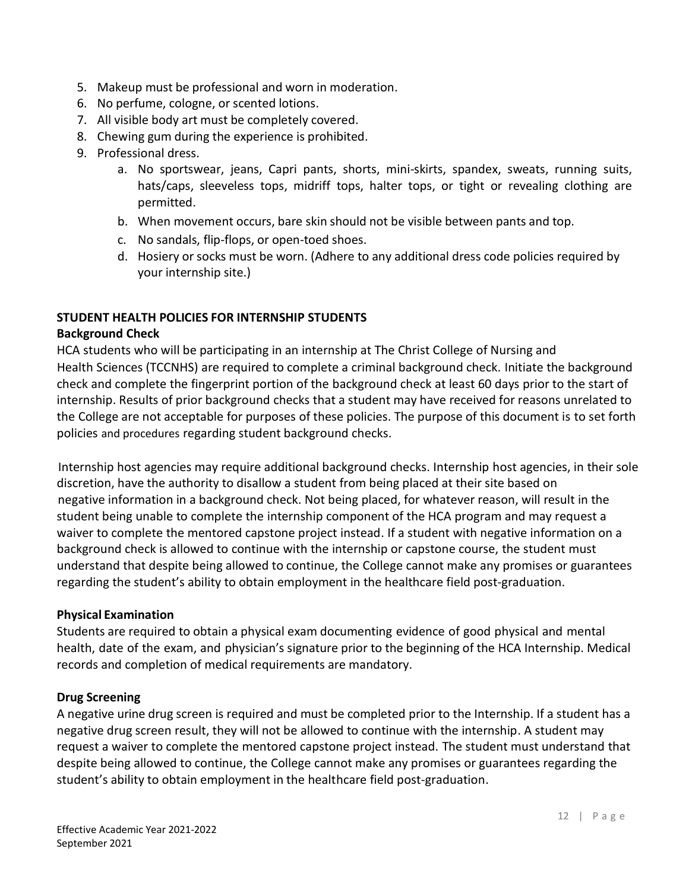5. Makeup must be professional and worn in moderation.
6. No perfume, cologne, or scented lotions.
7. All visible body art must be completely covered.
8. Chewing gum during the experience is prohibited.
9. Professional dress.
   a. No sportswear, jeans, Capri pants, shorts, mini-skirts, spandex, sweats, running suits, hats/caps, sleeveless tops, midriff tops, halter tops, or tight or revealing clothing are permitted.
   b. When movement occurs, bare skin should not be visible between pants and top.
   c. No sandals, flip-flops, or open-toed shoes.
   d. Hosiery or socks must be worn. (Adhere to any additional dress code policies required by your internship site.)

## STUDENT HEALTH POLICIES FOR INTERNSHIP STUDENTS

### Background Check

HCA students who will be participating in an internship at The Christ College of Nursing and Health Sciences (TCCNHS) are required to complete a criminal background check. Initiate the background check and complete the fingerprint portion of the background check at least 60 days prior to the start of internship. Results of prior background checks that a student may have received for reasons unrelated to the College are not acceptable for purposes of these policies. The purpose of this document is to set forth policies and procedures regarding student background checks.

Internship host agencies may require additional background checks. Internship host agencies, in their sole discretion, have the authority to disallow a student from being placed at their site based on negative information in a background check. Not being placed, for whatever reason, will result in the student being unable to complete the internship component of the HCA program and may request a waiver to complete the mentored capstone project instead. If a student with negative information on a background check is allowed to continue with the internship or capstone course, the student must understand that despite being allowed to continue, the College cannot make any promises or guarantees regarding the student's ability to obtain employment in the healthcare field post-graduation.

### Physical Examination

Students are required to obtain a physical exam documenting evidence of good physical and mental health, date of the exam, and physician's signature prior to the beginning of the HCA Internship. Medical records and completion of medical requirements are mandatory.

### Drug Screening

A negative urine drug screen is required and must be completed prior to the Internship. If a student has a negative drug screen result, they will not be allowed to continue with the internship. A student may request a waiver to complete the mentored capstone project instead. The student must understand that despite being allowed to continue, the College cannot make any promises or guarantees regarding the student's ability to obtain employment in the healthcare field post-graduation.

Effective Academic Year 2021-2022
September 2021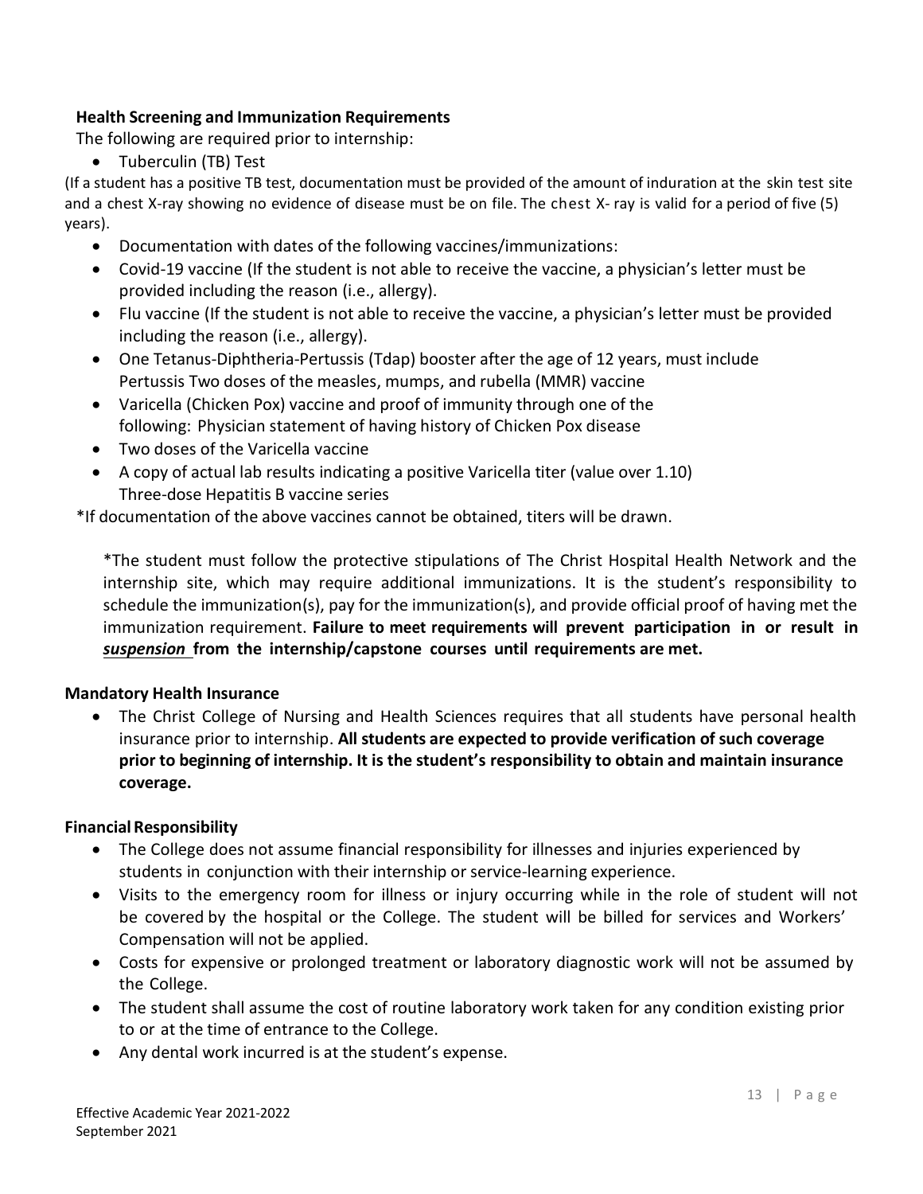**Health Screening and Immunization Requirements**

The following are required prior to internship:

- Tuberculin (TB) Test

(If a student has a positive TB test, documentation must be provided of the amount of induration at the skin test site and a chest X-ray showing no evidence of disease must be on file. The chest X- ray is valid for a period of five (5) years).

- Documentation with dates of the following vaccines/immunizations:
- Covid-19 vaccine (If the student is not able to receive the vaccine, a physician's letter must be provided including the reason (i.e., allergy).
- Flu vaccine (If the student is not able to receive the vaccine, a physician's letter must be provided including the reason (i.e., allergy).
- One Tetanus-Diphtheria-Pertussis (Tdap) booster after the age of 12 years, must include Pertussis Two doses of the measles, mumps, and rubella (MMR) vaccine
- Varicella (Chicken Pox) vaccine and proof of immunity through one of the following: Physician statement of having history of Chicken Pox disease
- Two doses of the Varicella vaccine
- A copy of actual lab results indicating a positive Varicella titer (value over 1.10) Three-dose Hepatitis B vaccine series

*If documentation of the above vaccines cannot be obtained, titers will be drawn.

*The student must follow the protective stipulations of The Christ Hospital Health Network and the internship site, which may require additional immunizations. It is the student's responsibility to schedule the immunization(s), pay for the immunization(s), and provide official proof of having met the immunization requirement. **Failure to meet requirements will prevent participation in or result in *suspension* from the internship/capstone courses until requirements are met.**

**Mandatory Health Insurance**

- The Christ College of Nursing and Health Sciences requires that all students have personal health insurance prior to internship. **All students are expected to provide verification of such coverage prior to beginning of internship. It is the student's responsibility to obtain and maintain insurance coverage.**

**Financial Responsibility**

- The College does not assume financial responsibility for illnesses and injuries experienced by students in conjunction with their internship or service-learning experience.
- Visits to the emergency room for illness or injury occurring while in the role of student will not be covered by the hospital or the College. The student will be billed for services and Workers' Compensation will not be applied.
- Costs for expensive or prolonged treatment or laboratory diagnostic work will not be assumed by the College.
- The student shall assume the cost of routine laboratory work taken for any condition existing prior to or at the time of entrance to the College.
- Any dental work incurred is at the student's expense.